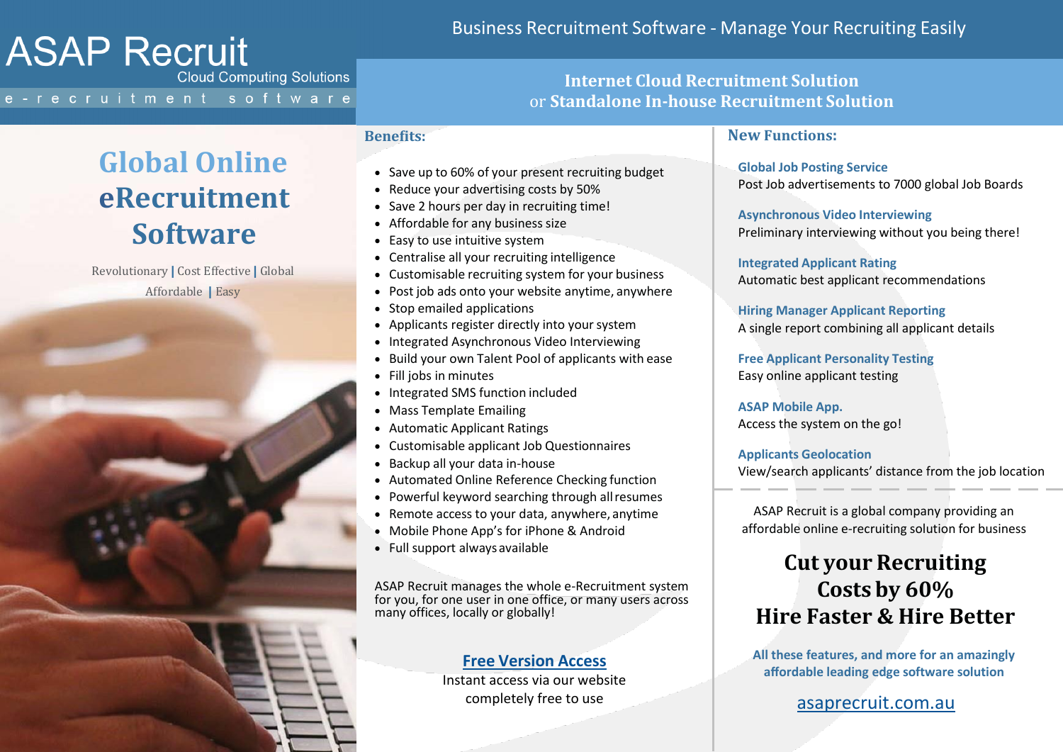# ASAP Recruit

Cloud Computing Solutions

e-recruitment software

Business Recruitment Software - Manage Your Recruiting Easily

**Internet Cloud Recruitment Solution**
or **Standalone In-house Recruitment Solution**

## Global Online eRecruitment Software

Revolutionary | Cost Effective | Global
Affordable | Easy

### Benefits:

- Save up to 60% of your present recruiting budget
- Reduce your advertising costs by 50%
- Save 2 hours per day in recruiting time!
- Affordable for any business size
- Easy to use intuitive system
- Centralise all your recruiting intelligence
- Customisable recruiting system for your business
- Post job ads onto your website anytime, anywhere
- Stop emailed applications
- Applicants register directly into your system
- Integrated Asynchronous Video Interviewing
- Build your own Talent Pool of applicants with ease
- Fill jobs in minutes
- Integrated SMS function included
- Mass Template Emailing
- Automatic Applicant Ratings
- Customisable applicant Job Questionnaires
- Backup all your data in-house
- Automated Online Reference Checking function
- Powerful keyword searching through all resumes
- Remote access to your data, anywhere, anytime
- Mobile Phone App's for iPhone & Android
- Full support always available

ASAP Recruit manages the whole e-Recruitment system for you, for one user in one office, or many users across many offices, locally or globally!

**Free Version Access**
Instant access via our website
completely free to use

### New Functions:

**Global Job Posting Service**
Post Job advertisements to 7000 global Job Boards

**Asynchronous Video Interviewing**
Preliminary interviewing without you being there!

**Integrated Applicant Rating**
Automatic best applicant recommendations

**Hiring Manager Applicant Reporting**
A single report combining all applicant details

**Free Applicant Personality Testing**
Easy online applicant testing

**ASAP Mobile App.**
Access the system on the go!

**Applicants Geolocation**
View/search applicants' distance from the job location

---

ASAP Recruit is a global company providing an affordable online e-recruiting solution for business

## Cut your Recruiting Costs by 60%
## Hire Faster & Hire Better

**All these features, and more for an amazingly affordable leading edge software solution**

asaprecruit.com.au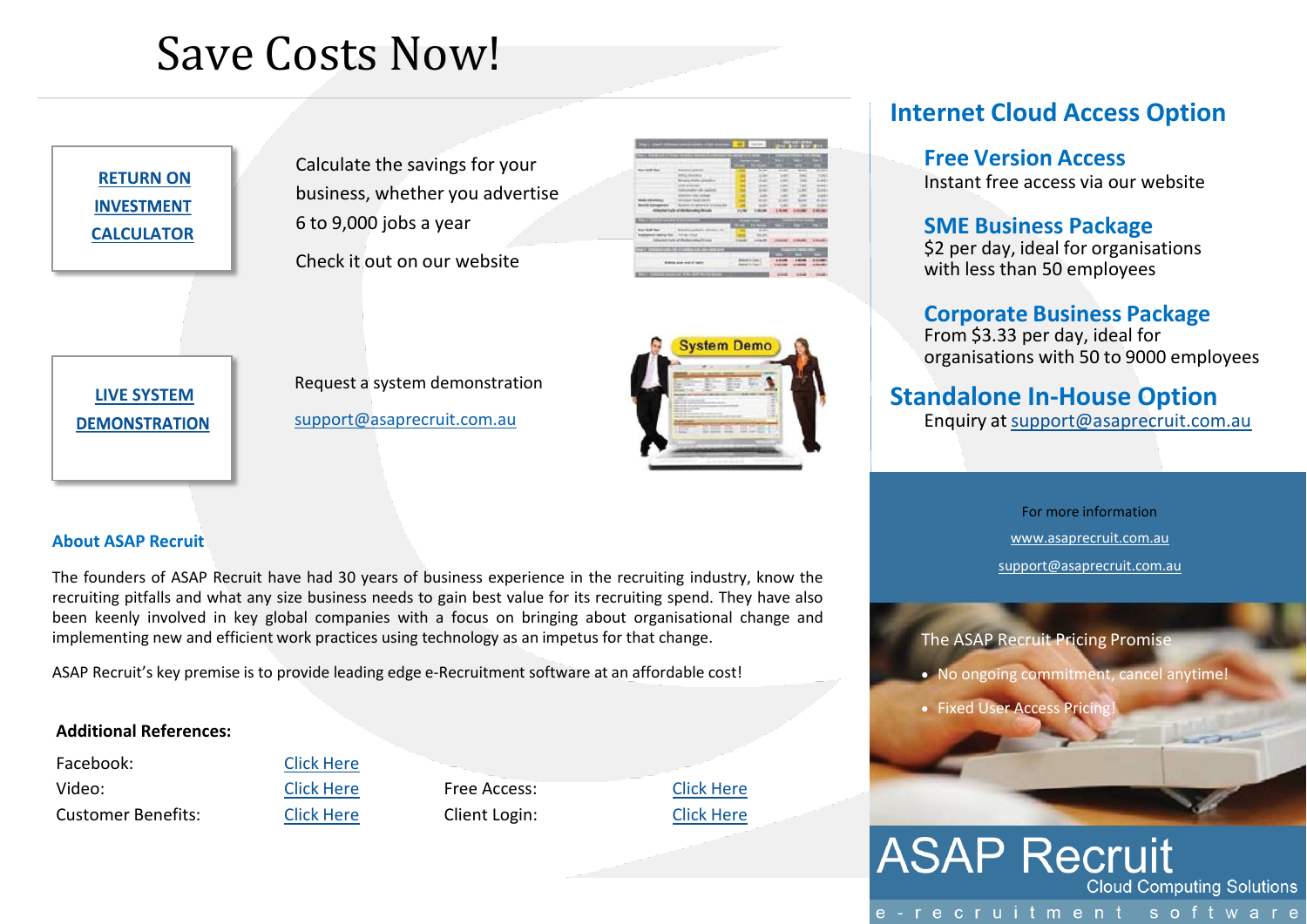# Save Costs Now!

**RETURN ON INVESTMENT CALCULATOR**

Calculate the savings for your business, whether you advertise 6 to 9,000 jobs a year

Check it out on our website

**LIVE SYSTEM DEMONSTRATION**

Request a system demonstration

support@asaprecruit.com.au

### About ASAP Recruit

The founders of ASAP Recruit have had 30 years of business experience in the recruiting industry, know the recruiting pitfalls and what any size business needs to gain best value for its recruiting spend. They have also been keenly involved in key global companies with a focus on bringing about organisational change and implementing new and efficient work practices using technology as an impetus for that change.

ASAP Recruit's key premise is to provide leading edge e-Recruitment software at an affordable cost!

**Additional References:**

| | | | |
|---|---|---|---|
| Facebook: | Click Here | | |
| Video: | Click Here | Free Access: | Click Here |
| Customer Benefits: | Click Here | Client Login: | Click Here |

## Internet Cloud Access Option

### Free Version Access

Instant free access via our website

### SME Business Package

$2 per day, ideal for organisations with less than 50 employees

### Corporate Business Package

From $3.33 per day, ideal for organisations with 50 to 9000 employees

## Standalone In-House Option

Enquiry at support@asaprecruit.com.au

For more information

www.asaprecruit.com.au

support@asaprecruit.com.au

The ASAP Recruit Pricing Promise

- No ongoing commitment, cancel anytime!
- Fixed User Access Pricing!

ASAP Recruit

Cloud Computing Solutions

e-recruitment software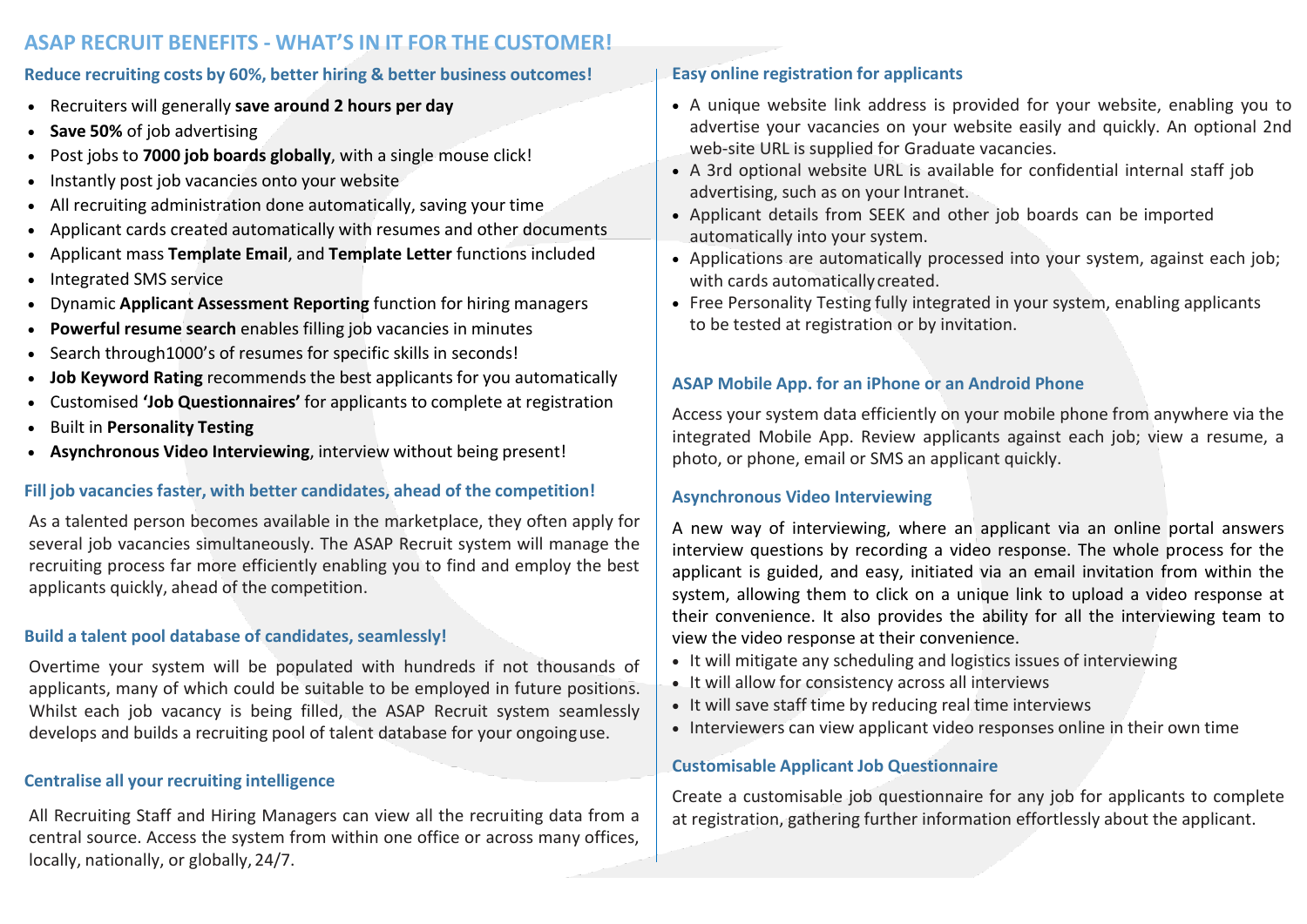# ASAP RECRUIT BENEFITS - WHAT'S IN IT FOR THE CUSTOMER!

## Reduce recruiting costs by 60%, better hiring & better business outcomes!

- Recruiters will generally **save around 2 hours per day**
- **Save 50%** of job advertising
- Post jobs to **7000 job boards globally**, with a single mouse click!
- Instantly post job vacancies onto your website
- All recruiting administration done automatically, saving your time
- Applicant cards created automatically with resumes and other documents
- Applicant mass **Template Email**, and **Template Letter** functions included
- Integrated SMS service
- Dynamic **Applicant Assessment Reporting** function for hiring managers
- **Powerful resume search** enables filling job vacancies in minutes
- Search through1000's of resumes for specific skills in seconds!
- **Job Keyword Rating** recommends the best applicants for you automatically
- Customised **'Job Questionnaires'** for applicants to complete at registration
- Built in **Personality Testing**
- **Asynchronous Video Interviewing**, interview without being present!

## Fill job vacancies faster, with better candidates, ahead of the competition!

As a talented person becomes available in the marketplace, they often apply for several job vacancies simultaneously. The ASAP Recruit system will manage the recruiting process far more efficiently enabling you to find and employ the best applicants quickly, ahead of the competition.

## Build a talent pool database of candidates, seamlessly!

Overtime your system will be populated with hundreds if not thousands of applicants, many of which could be suitable to be employed in future positions. Whilst each job vacancy is being filled, the ASAP Recruit system seamlessly develops and builds a recruiting pool of talent database for your ongoing use.

## Centralise all your recruiting intelligence

All Recruiting Staff and Hiring Managers can view all the recruiting data from a central source. Access the system from within one office or across many offices, locally, nationally, or globally, 24/7.

## Easy online registration for applicants

- A unique website link address is provided for your website, enabling you to advertise your vacancies on your website easily and quickly. An optional 2nd web-site URL is supplied for Graduate vacancies.
- A 3rd optional website URL is available for confidential internal staff job advertising, such as on your Intranet.
- Applicant details from SEEK and other job boards can be imported automatically into your system.
- Applications are automatically processed into your system, against each job; with cards automatically created.
- Free Personality Testing fully integrated in your system, enabling applicants to be tested at registration or by invitation.

## ASAP Mobile App. for an iPhone or an Android Phone

Access your system data efficiently on your mobile phone from anywhere via the integrated Mobile App. Review applicants against each job; view a resume, a photo, or phone, email or SMS an applicant quickly.

## Asynchronous Video Interviewing

A new way of interviewing, where an applicant via an online portal answers interview questions by recording a video response. The whole process for the applicant is guided, and easy, initiated via an email invitation from within the system, allowing them to click on a unique link to upload a video response at their convenience. It also provides the ability for all the interviewing team to view the video response at their convenience.

- It will mitigate any scheduling and logistics issues of interviewing
- It will allow for consistency across all interviews
- It will save staff time by reducing real time interviews
- Interviewers can view applicant video responses online in their own time

## Customisable Applicant Job Questionnaire

Create a customisable job questionnaire for any job for applicants to complete at registration, gathering further information effortlessly about the applicant.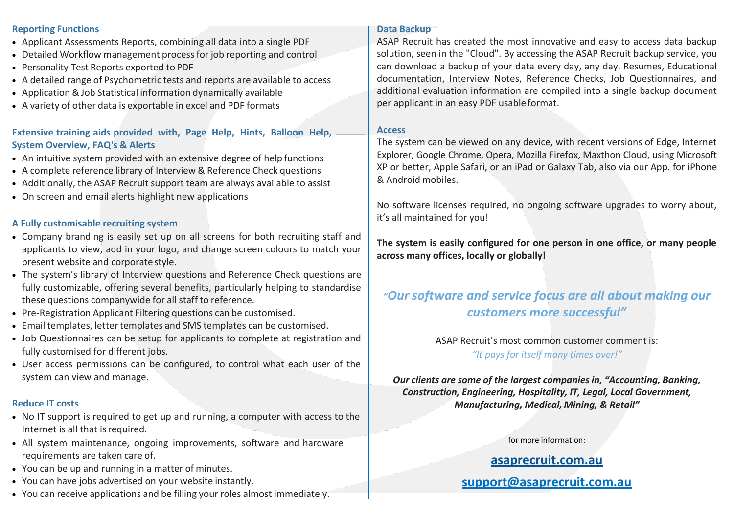### Reporting Functions

- Applicant Assessments Reports, combining all data into a single PDF
- Detailed Workflow management process for job reporting and control
- Personality Test Reports exported to PDF
- A detailed range of Psychometric tests and reports are available to access
- Application & Job Statistical information dynamically available
- A variety of other data is exportable in excel and PDF formats

### Extensive training aids provided with, Page Help, Hints, Balloon Help, System Overview, FAQ's & Alerts

- An intuitive system provided with an extensive degree of help functions
- A complete reference library of Interview & Reference Check questions
- Additionally, the ASAP Recruit support team are always available to assist
- On screen and email alerts highlight new applications

### A Fully customisable recruiting system

- Company branding is easily set up on all screens for both recruiting staff and applicants to view, add in your logo, and change screen colours to match your present website and corporate style.
- The system's library of Interview questions and Reference Check questions are fully customizable, offering several benefits, particularly helping to standardise these questions companywide for all staff to reference.
- Pre-Registration Applicant Filtering questions can be customised.
- Email templates, letter templates and SMS templates can be customised.
- Job Questionnaires can be setup for applicants to complete at registration and fully customised for different jobs.
- User access permissions can be configured, to control what each user of the system can view and manage.

### Reduce IT costs

- No IT support is required to get up and running, a computer with access to the Internet is all that is required.
- All system maintenance, ongoing improvements, software and hardware requirements are taken care of.
- You can be up and running in a matter of minutes.
- You can have jobs advertised on your website instantly.
- You can receive applications and be filling your roles almost immediately.

### Data Backup

ASAP Recruit has created the most innovative and easy to access data backup solution, seen in the "Cloud". By accessing the ASAP Recruit backup service, you can download a backup of your data every day, any day. Resumes, Educational documentation, Interview Notes, Reference Checks, Job Questionnaires, and additional evaluation information are compiled into a single backup document per applicant in an easy PDF usable format.

### Access

The system can be viewed on any device, with recent versions of Edge, Internet Explorer, Google Chrome, Opera, Mozilla Firefox, Maxthon Cloud, using Microsoft XP or better, Apple Safari, or an iPad or Galaxy Tab, also via our App. for iPhone & Android mobiles.

No software licenses required, no ongoing software upgrades to worry about, it's all maintained for you!

**The system is easily configured for one person in one office, or many people across many offices, locally or globally!**

***"Our software and service focus are all about making our customers more successful"***

ASAP Recruit's most common customer comment is:

*"It pays for itself many times over!"*

***Our clients are some of the largest companies in, "Accounting, Banking, Construction, Engineering, Hospitality, IT, Legal, Local Government, Manufacturing, Medical, Mining, & Retail"***

for more information:

**asaprecruit.com.au**

**support@asaprecruit.com.au**